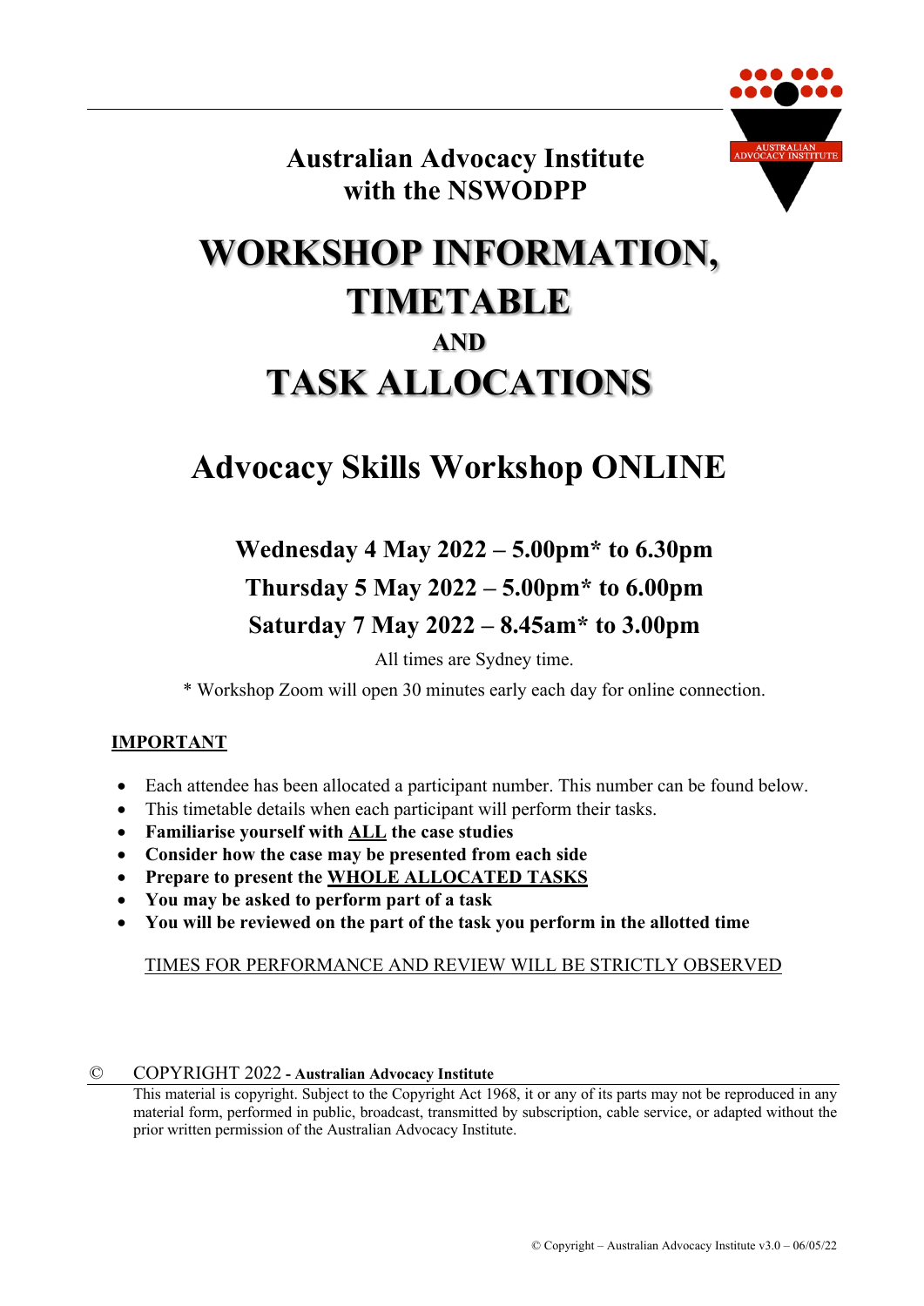**Australian Advocacy Institute**
**with the NSWODPP**

# WORKSHOP INFORMATION, TIMETABLE

## AND

# TASK ALLOCATIONS

# Advocacy Skills Workshop ONLINE

**Wednesday 4 May 2022 – 5.00pm* to 6.30pm**

**Thursday 5 May 2022 – 5.00pm* to 6.00pm**

**Saturday 7 May 2022 – 8.45am* to 3.00pm**

All times are Sydney time.

* Workshop Zoom will open 30 minutes early each day for online connection.

**IMPORTANT**

- Each attendee has been allocated a participant number. This number can be found below.
- This timetable details when each participant will perform their tasks.
- **Familiarise yourself with ALL the case studies**
- **Consider how the case may be presented from each side**
- **Prepare to present the WHOLE ALLOCATED TASKS**
- **You may be asked to perform part of a task**
- **You will be reviewed on the part of the task you perform in the allotted time**

TIMES FOR PERFORMANCE AND REVIEW WILL BE STRICTLY OBSERVED

© COPYRIGHT 2022 - **Australian Advocacy Institute**

This material is copyright. Subject to the Copyright Act 1968, it or any of its parts may not be reproduced in any material form, performed in public, broadcast, transmitted by subscription, cable service, or adapted without the prior written permission of the Australian Advocacy Institute.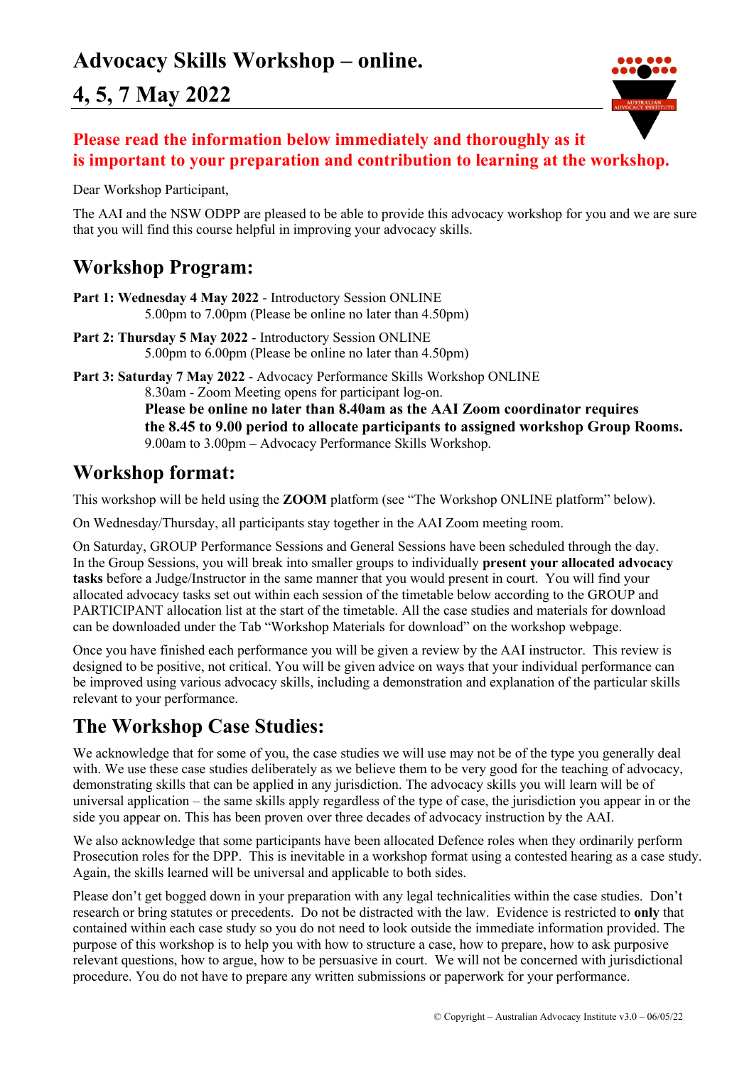# Advocacy Skills Workshop – online.

# 4, 5, 7 May 2022

**Please read the information below immediately and thoroughly as it is important to your preparation and contribution to learning at the workshop.**

Dear Workshop Participant,

The AAI and the NSW ODPP are pleased to be able to provide this advocacy workshop for you and we are sure that you will find this course helpful in improving your advocacy skills.

## Workshop Program:

**Part 1: Wednesday 4 May 2022** - Introductory Session ONLINE
5.00pm to 7.00pm (Please be online no later than 4.50pm)

**Part 2: Thursday 5 May 2022** - Introductory Session ONLINE
5.00pm to 6.00pm (Please be online no later than 4.50pm)

**Part 3: Saturday 7 May 2022** - Advocacy Performance Skills Workshop ONLINE
8.30am - Zoom Meeting opens for participant log-on.
**Please be online no later than 8.40am as the AAI Zoom coordinator requires the 8.45 to 9.00 period to allocate participants to assigned workshop Group Rooms.**
9.00am to 3.00pm – Advocacy Performance Skills Workshop.

## Workshop format:

This workshop will be held using the **ZOOM** platform (see "The Workshop ONLINE platform" below).

On Wednesday/Thursday, all participants stay together in the AAI Zoom meeting room.

On Saturday, GROUP Performance Sessions and General Sessions have been scheduled through the day. In the Group Sessions, you will break into smaller groups to individually **present your allocated advocacy tasks** before a Judge/Instructor in the same manner that you would present in court. You will find your allocated advocacy tasks set out within each session of the timetable below according to the GROUP and PARTICIPANT allocation list at the start of the timetable. All the case studies and materials for download can be downloaded under the Tab "Workshop Materials for download" on the workshop webpage.

Once you have finished each performance you will be given a review by the AAI instructor. This review is designed to be positive, not critical. You will be given advice on ways that your individual performance can be improved using various advocacy skills, including a demonstration and explanation of the particular skills relevant to your performance.

## The Workshop Case Studies:

We acknowledge that for some of you, the case studies we will use may not be of the type you generally deal with. We use these case studies deliberately as we believe them to be very good for the teaching of advocacy, demonstrating skills that can be applied in any jurisdiction. The advocacy skills you will learn will be of universal application – the same skills apply regardless of the type of case, the jurisdiction you appear in or the side you appear on. This has been proven over three decades of advocacy instruction by the AAI.

We also acknowledge that some participants have been allocated Defence roles when they ordinarily perform Prosecution roles for the DPP. This is inevitable in a workshop format using a contested hearing as a case study. Again, the skills learned will be universal and applicable to both sides.

Please don't get bogged down in your preparation with any legal technicalities within the case studies. Don't research or bring statutes or precedents. Do not be distracted with the law. Evidence is restricted to **only** that contained within each case study so you do not need to look outside the immediate information provided. The purpose of this workshop is to help you with how to structure a case, how to prepare, how to ask purposive relevant questions, how to argue, how to be persuasive in court. We will not be concerned with jurisdictional procedure. You do not have to prepare any written submissions or paperwork for your performance.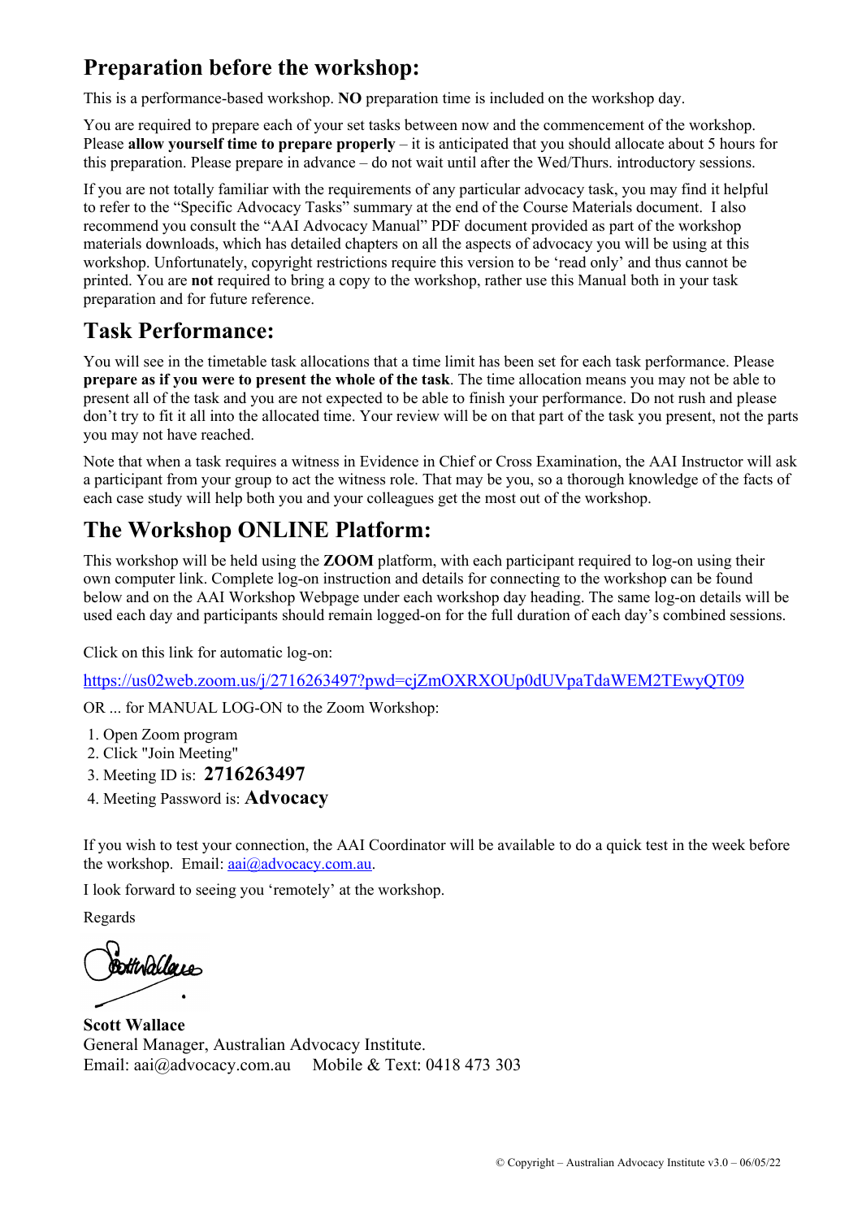## Preparation before the workshop:

This is a performance-based workshop. **NO** preparation time is included on the workshop day.

You are required to prepare each of your set tasks between now and the commencement of the workshop. Please **allow yourself time to prepare properly** – it is anticipated that you should allocate about 5 hours for this preparation. Please prepare in advance – do not wait until after the Wed/Thurs. introductory sessions.

If you are not totally familiar with the requirements of any particular advocacy task, you may find it helpful to refer to the "Specific Advocacy Tasks" summary at the end of the Course Materials document. I also recommend you consult the "AAI Advocacy Manual" PDF document provided as part of the workshop materials downloads, which has detailed chapters on all the aspects of advocacy you will be using at this workshop. Unfortunately, copyright restrictions require this version to be 'read only' and thus cannot be printed. You are **not** required to bring a copy to the workshop, rather use this Manual both in your task preparation and for future reference.

## Task Performance:

You will see in the timetable task allocations that a time limit has been set for each task performance. Please **prepare as if you were to present the whole of the task**. The time allocation means you may not be able to present all of the task and you are not expected to be able to finish your performance. Do not rush and please don't try to fit it all into the allocated time. Your review will be on that part of the task you present, not the parts you may not have reached.

Note that when a task requires a witness in Evidence in Chief or Cross Examination, the AAI Instructor will ask a participant from your group to act the witness role. That may be you, so a thorough knowledge of the facts of each case study will help both you and your colleagues get the most out of the workshop.

## The Workshop ONLINE Platform:

This workshop will be held using the **ZOOM** platform, with each participant required to log-on using their own computer link. Complete log-on instruction and details for connecting to the workshop can be found below and on the AAI Workshop Webpage under each workshop day heading. The same log-on details will be used each day and participants should remain logged-on for the full duration of each day's combined sessions.

Click on this link for automatic log-on:

https://us02web.zoom.us/j/2716263497?pwd=cjZmOXRXOUp0dUVpaTdaWEM2TEwyQT09

OR ... for MANUAL LOG-ON to the Zoom Workshop:

1. Open Zoom program
2. Click "Join Meeting"
3. Meeting ID is: **2716263497**
4. Meeting Password is: **Advocacy**

If you wish to test your connection, the AAI Coordinator will be available to do a quick test in the week before the workshop. Email: aai@advocacy.com.au.

I look forward to seeing you 'remotely' at the workshop.

Regards

**Scott Wallace**
General Manager, Australian Advocacy Institute.
Email: aai@advocacy.com.au   Mobile & Text: 0418 473 303

© Copyright – Australian Advocacy Institute v3.0 – 06/05/22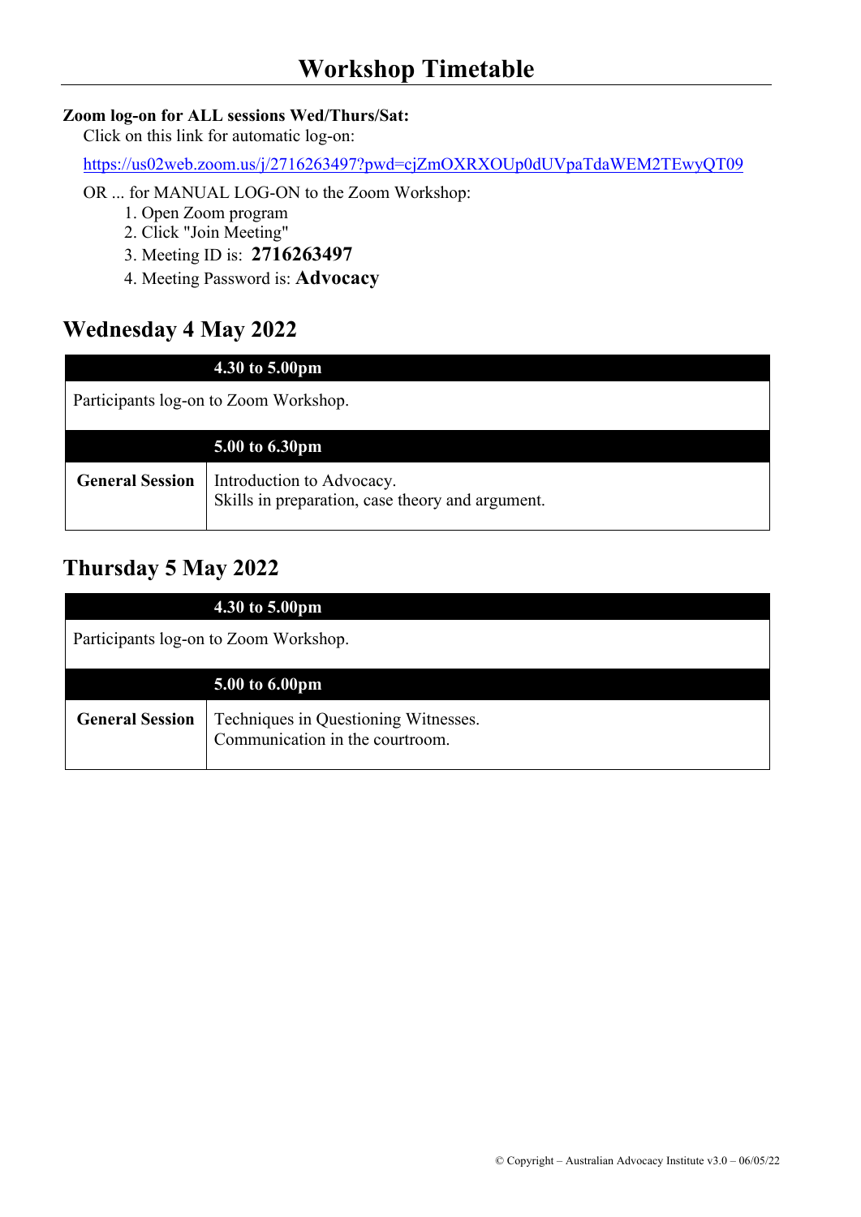# Workshop Timetable

**Zoom log-on for ALL sessions Wed/Thurs/Sat:**

Click on this link for automatic log-on:

https://us02web.zoom.us/j/2716263497?pwd=cjZmOXRXOUp0dUVpaTdaWEM2TEwyQT09

OR ... for MANUAL LOG-ON to the Zoom Workshop:

1. Open Zoom program
2. Click "Join Meeting"
3. Meeting ID is: **2716263497**
4. Meeting Password is: **Advocacy**

## Wednesday 4 May 2022

| | **4.30 to 5.00pm** |
|---|---|
| Participants log-on to Zoom Workshop. | |
| | **5.00 to 6.30pm** |
| **General Session** | Introduction to Advocacy.<br>Skills in preparation, case theory and argument. |

## Thursday 5 May 2022

| | **4.30 to 5.00pm** |
|---|---|
| Participants log-on to Zoom Workshop. | |
| | **5.00 to 6.00pm** |
| **General Session** | Techniques in Questioning Witnesses.<br>Communication in the courtroom. |

© Copyright – Australian Advocacy Institute v3.0 – 06/05/22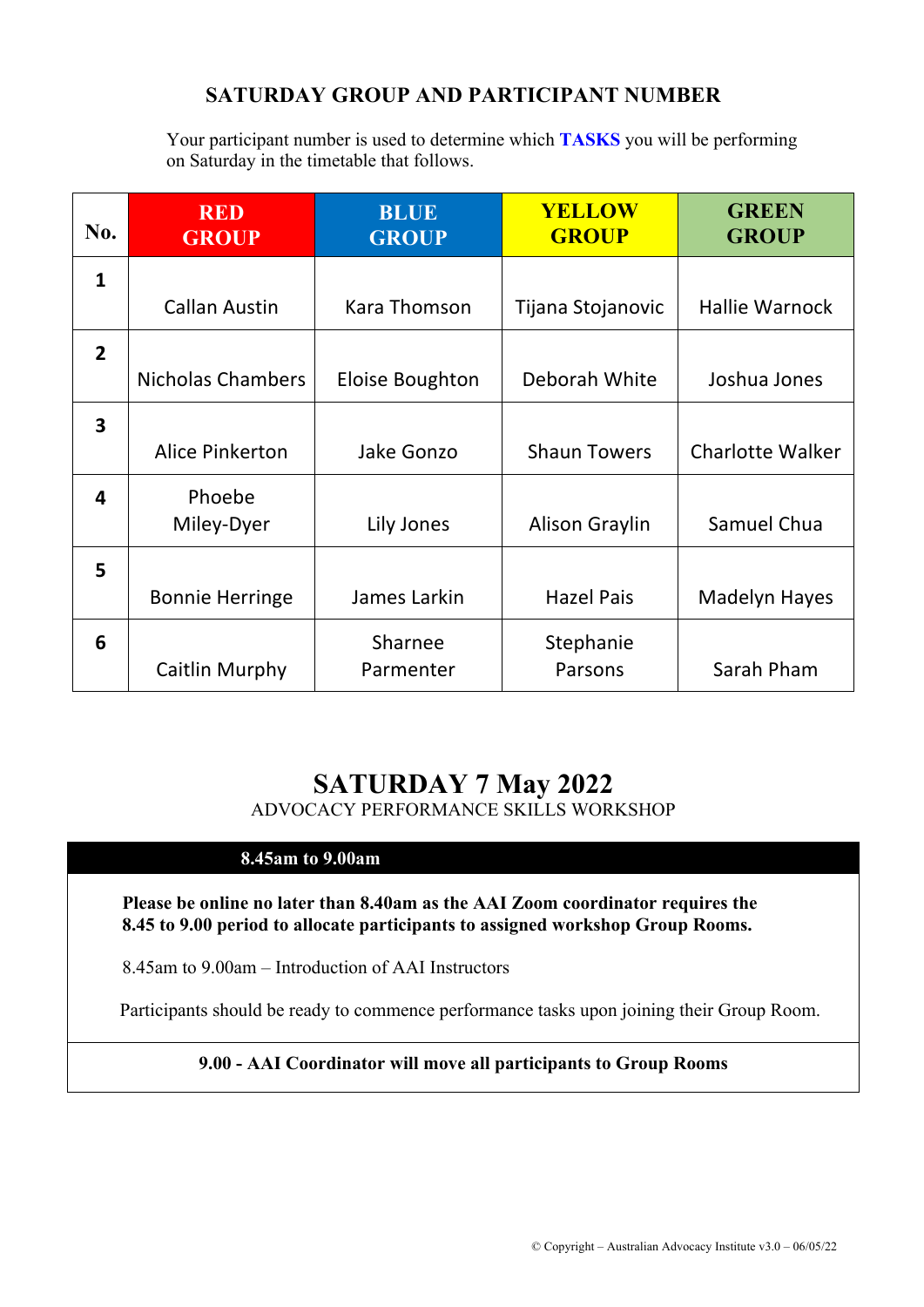## SATURDAY GROUP AND PARTICIPANT NUMBER

Your participant number is used to determine which **TASKS** you will be performing on Saturday in the timetable that follows.

| No. | RED GROUP | BLUE GROUP | YELLOW GROUP | GREEN GROUP |
|---|---|---|---|---|
| 1 | Callan Austin | Kara Thomson | Tijana Stojanovic | Hallie Warnock |
| 2 | Nicholas Chambers | Eloise Boughton | Deborah White | Joshua Jones |
| 3 | Alice Pinkerton | Jake Gonzo | Shaun Towers | Charlotte Walker |
| 4 | Phoebe Miley-Dyer | Lily Jones | Alison Graylin | Samuel Chua |
| 5 | Bonnie Herringe | James Larkin | Hazel Pais | Madelyn Hayes |
| 6 | Caitlin Murphy | Sharnee Parmenter | Stephanie Parsons | Sarah Pham |

# SATURDAY 7 May 2022

ADVOCACY PERFORMANCE SKILLS WORKSHOP

| 8.45am to 9.00am |
|---|
| **Please be online no later than 8.40am as the AAI Zoom coordinator requires the 8.45 to 9.00 period to allocate participants to assigned workshop Group Rooms.**<br><br>8.45am to 9.00am – Introduction of AAI Instructors<br><br>Participants should be ready to commence performance tasks upon joining their Group Room. |
| **9.00 - AAI Coordinator will move all participants to Group Rooms** |

© Copyright – Australian Advocacy Institute v3.0 – 06/05/22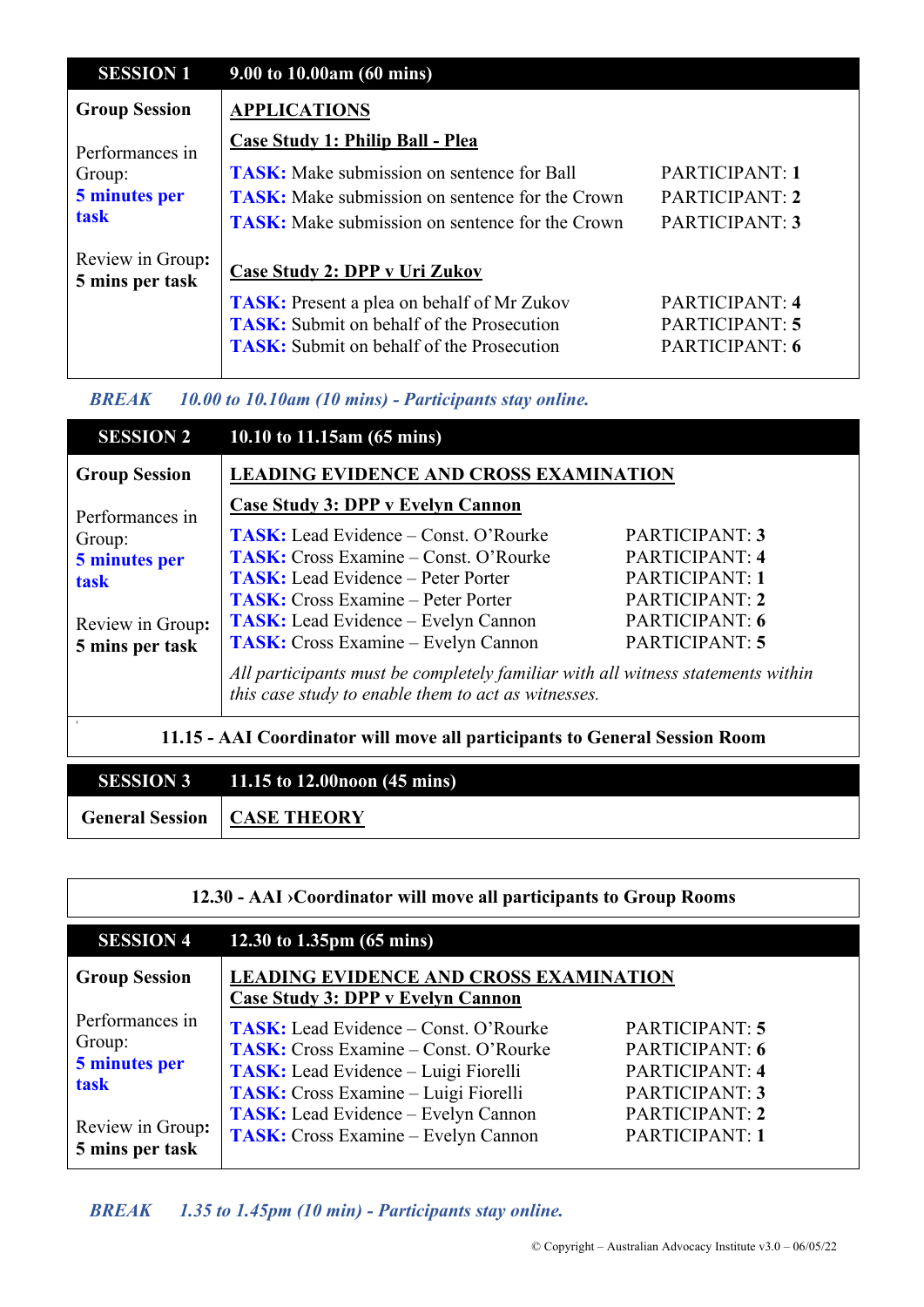| SESSION 1 | 9.00 to 10.00am (60 mins) | |
|---|---|---|
| **Group Session**<br><br>Performances in Group:<br>**5 minutes per task**<br><br>Review in Group:<br>**5 mins per task** | **APPLICATIONS**<br><br>**Case Study 1: Philip Ball - Plea**<br>**TASK:** Make submission on sentence for Ball<br>**TASK:** Make submission on sentence for the Crown<br>**TASK:** Make submission on sentence for the Crown<br><br>**Case Study 2: DPP v Uri Zukov**<br>**TASK:** Present a plea on behalf of Mr Zukov<br>**TASK:** Submit on behalf of the Prosecution<br>**TASK:** Submit on behalf of the Prosecution | <br><br><br>PARTICIPANT: **1**<br>PARTICIPANT: **2**<br>PARTICIPANT: **3**<br><br><br>PARTICIPANT: **4**<br>PARTICIPANT: **5**<br>PARTICIPANT: **6** |

***BREAK*** *10.00 to 10.10am (10 mins) - Participants stay online.*

| SESSION 2 | 10.10 to 11.15am (65 mins) | |
|---|---|---|
| **Group Session**<br><br>Performances in Group:<br>**5 minutes per task**<br><br>Review in Group:<br>**5 mins per task** | **LEADING EVIDENCE AND CROSS EXAMINATION**<br><br>**Case Study 3: DPP v Evelyn Cannon**<br>**TASK:** Lead Evidence – Const. O'Rourke<br>**TASK:** Cross Examine – Const. O'Rourke<br>**TASK:** Lead Evidence – Peter Porter<br>**TASK:** Cross Examine – Peter Porter<br>**TASK:** Lead Evidence – Evelyn Cannon<br>**TASK:** Cross Examine – Evelyn Cannon<br><br>*All participants must be completely familiar with all witness statements within this case study to enable them to act as witnesses.* | <br><br><br>PARTICIPANT: **3**<br>PARTICIPANT: **4**<br>PARTICIPANT: **1**<br>PARTICIPANT: **2**<br>PARTICIPANT: **6**<br>PARTICIPANT: **5** |
| **11.15 - AAI Coordinator will move all participants to General Session Room** | | |

| SESSION 3 | 11.15 to 12.00noon (45 mins) |
|---|---|
| **General Session** | **CASE THEORY** |

**12.30 - AAI ›Coordinator will move all participants to Group Rooms**

| SESSION 4 | 12.30 to 1.35pm (65 mins) | |
|---|---|---|
| **Group Session**<br><br>Performances in Group:<br>**5 minutes per task**<br><br>Review in Group:<br>**5 mins per task** | **LEADING EVIDENCE AND CROSS EXAMINATION**<br>**Case Study 3: DPP v Evelyn Cannon**<br>**TASK:** Lead Evidence – Const. O'Rourke<br>**TASK:** Cross Examine – Const. O'Rourke<br>**TASK:** Lead Evidence – Luigi Fiorelli<br>**TASK:** Cross Examine – Luigi Fiorelli<br>**TASK:** Lead Evidence – Evelyn Cannon<br>**TASK:** Cross Examine – Evelyn Cannon | <br><br>PARTICIPANT: **5**<br>PARTICIPANT: **6**<br>PARTICIPANT: **4**<br>PARTICIPANT: **3**<br>PARTICIPANT: **2**<br>PARTICIPANT: **1** |

***BREAK*** *1.35 to 1.45pm (10 min) - Participants stay online.*

© Copyright – Australian Advocacy Institute v3.0 – 06/05/22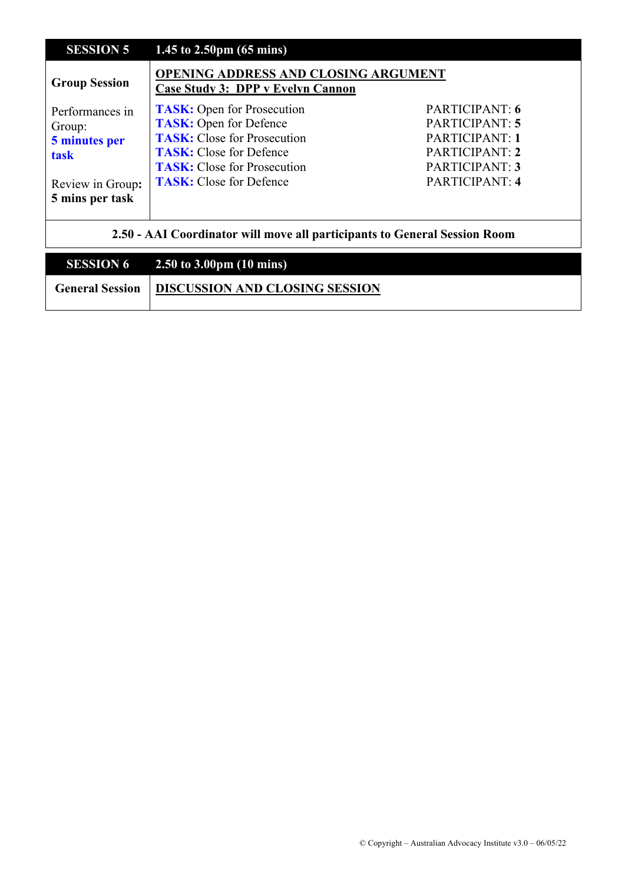| SESSION 5 | 1.45 to 2.50pm (65 mins) | |
|---|---|---|
| **Group Session** | **OPENING ADDRESS AND CLOSING ARGUMENT**<br>**Case Study 3: DPP v Evelyn Cannon** | |
| Performances in Group:<br>**5 minutes per task**<br><br>Review in Group:<br>**5 mins per task** | **TASK:** Open for Prosecution<br>**TASK:** Open for Defence<br>**TASK:** Close for Prosecution<br>**TASK:** Close for Defence<br>**TASK:** Close for Prosecution<br>**TASK:** Close for Defence | PARTICIPANT: **6**<br>PARTICIPANT: **5**<br>PARTICIPANT: **1**<br>PARTICIPANT: **2**<br>PARTICIPANT: **3**<br>PARTICIPANT: **4** |

**2.50 - AAI Coordinator will move all participants to General Session Room**

| SESSION 6 | 2.50 to 3.00pm (10 mins) |
|---|---|
| **General Session** | **DISCUSSION AND CLOSING SESSION** |

© Copyright – Australian Advocacy Institute v3.0 – 06/05/22